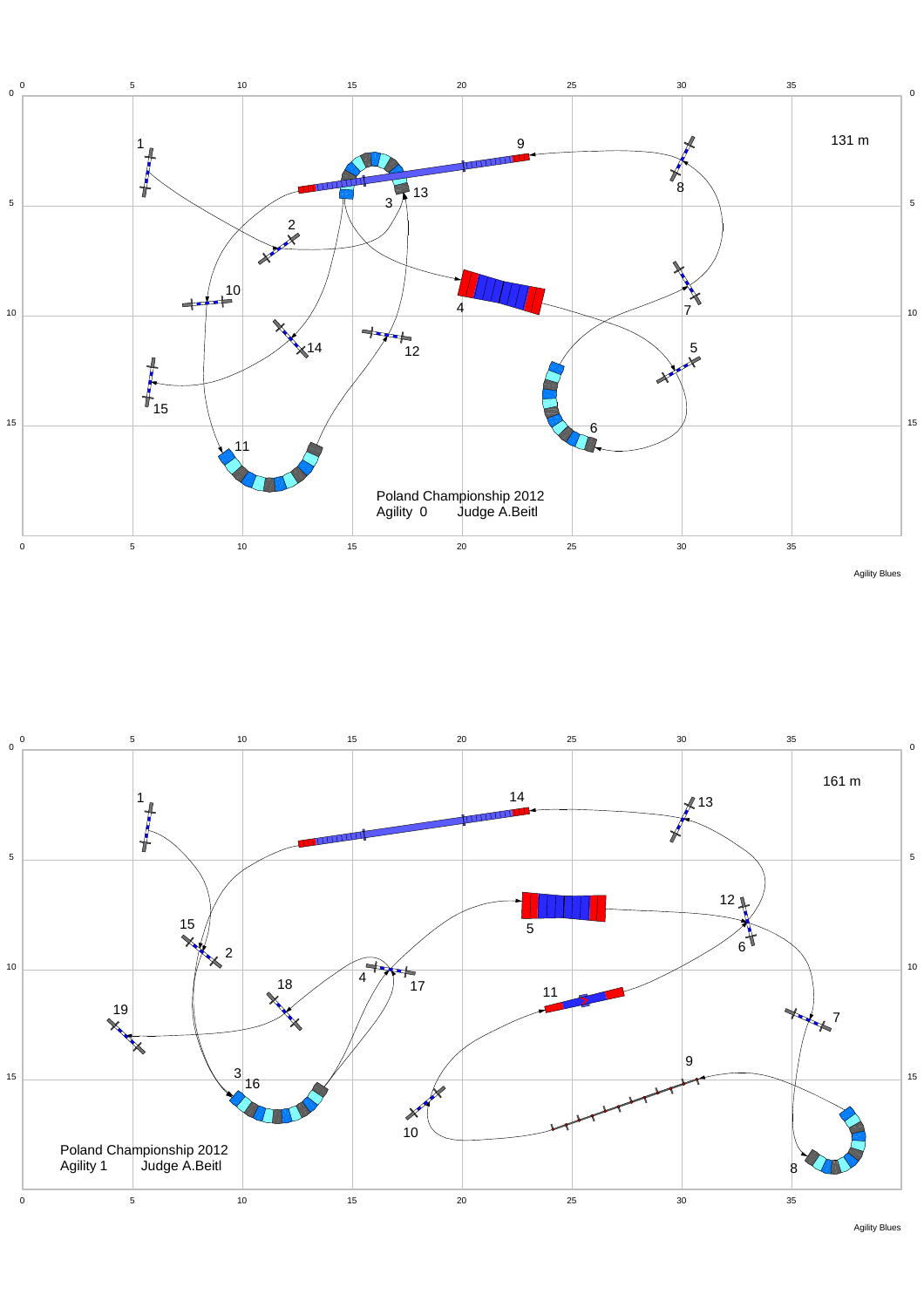131 m

Poland Championship 2012
Agility 0 Judge A.Beitl

Agility Blues

161 m

Poland Championship 2012
Agility 1 Judge A.Beitl

Agility Blues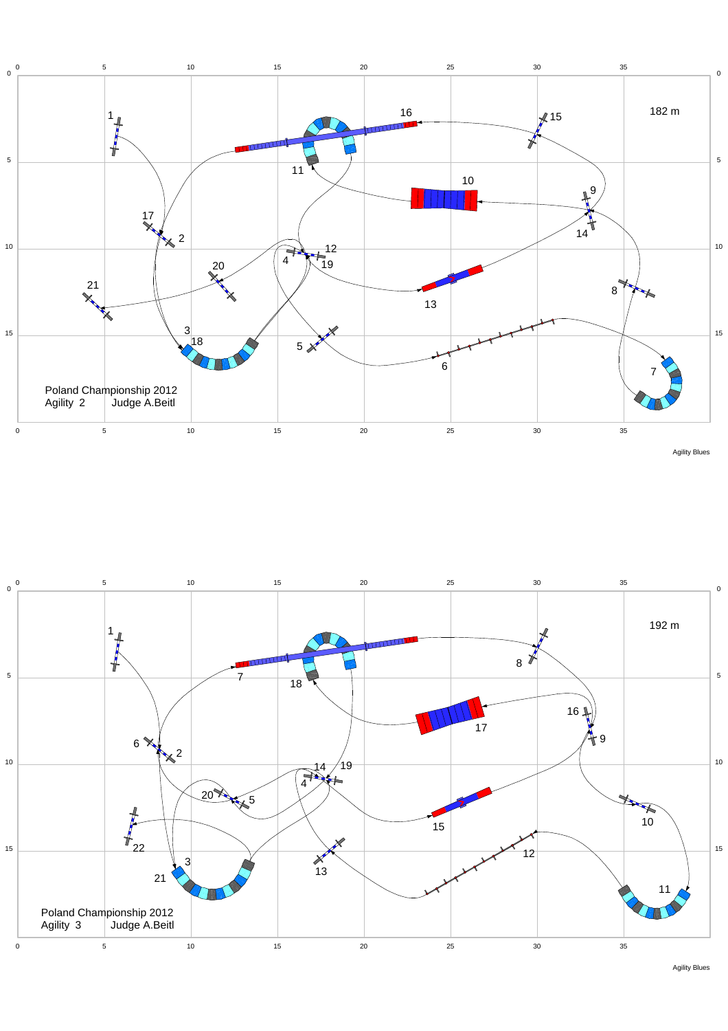Poland Championship 2012
Agility 2 Judge A.Beitl

182 m

Agility Blues

Poland Championship 2012
Agility 3 Judge A.Beitl

192 m

Agility Blues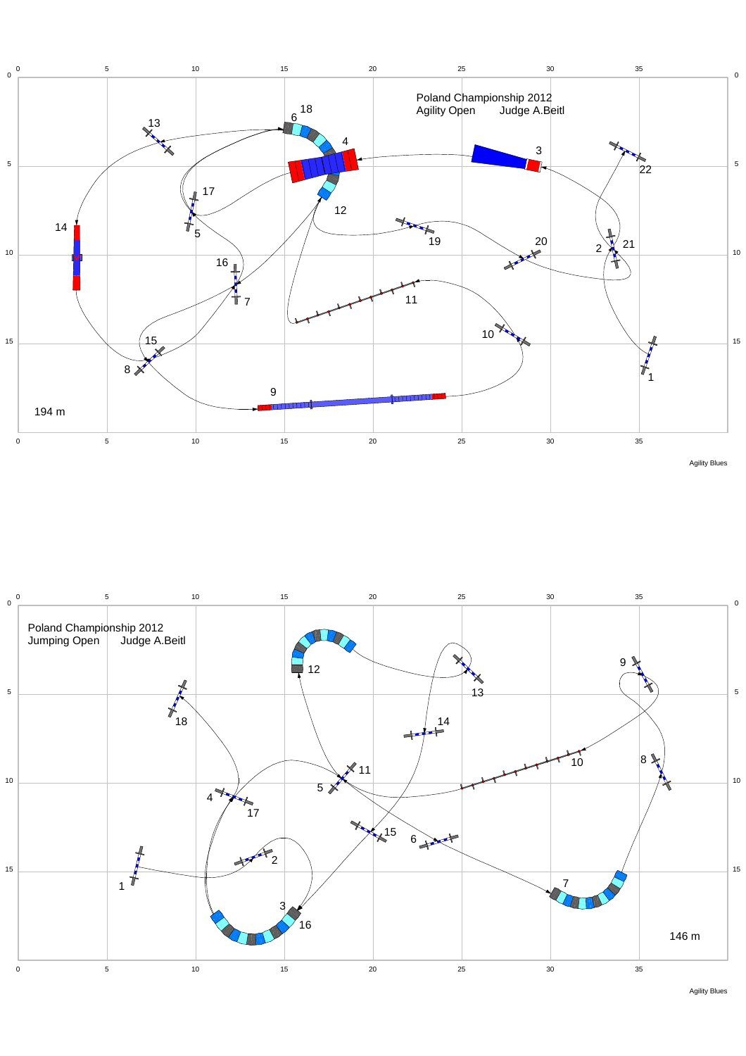Poland Championship 2012
Agility Open Judge A.Beitl

194 m

Agility Blues

Poland Championship 2012
Jumping Open Judge A.Beitl

146 m

Agility Blues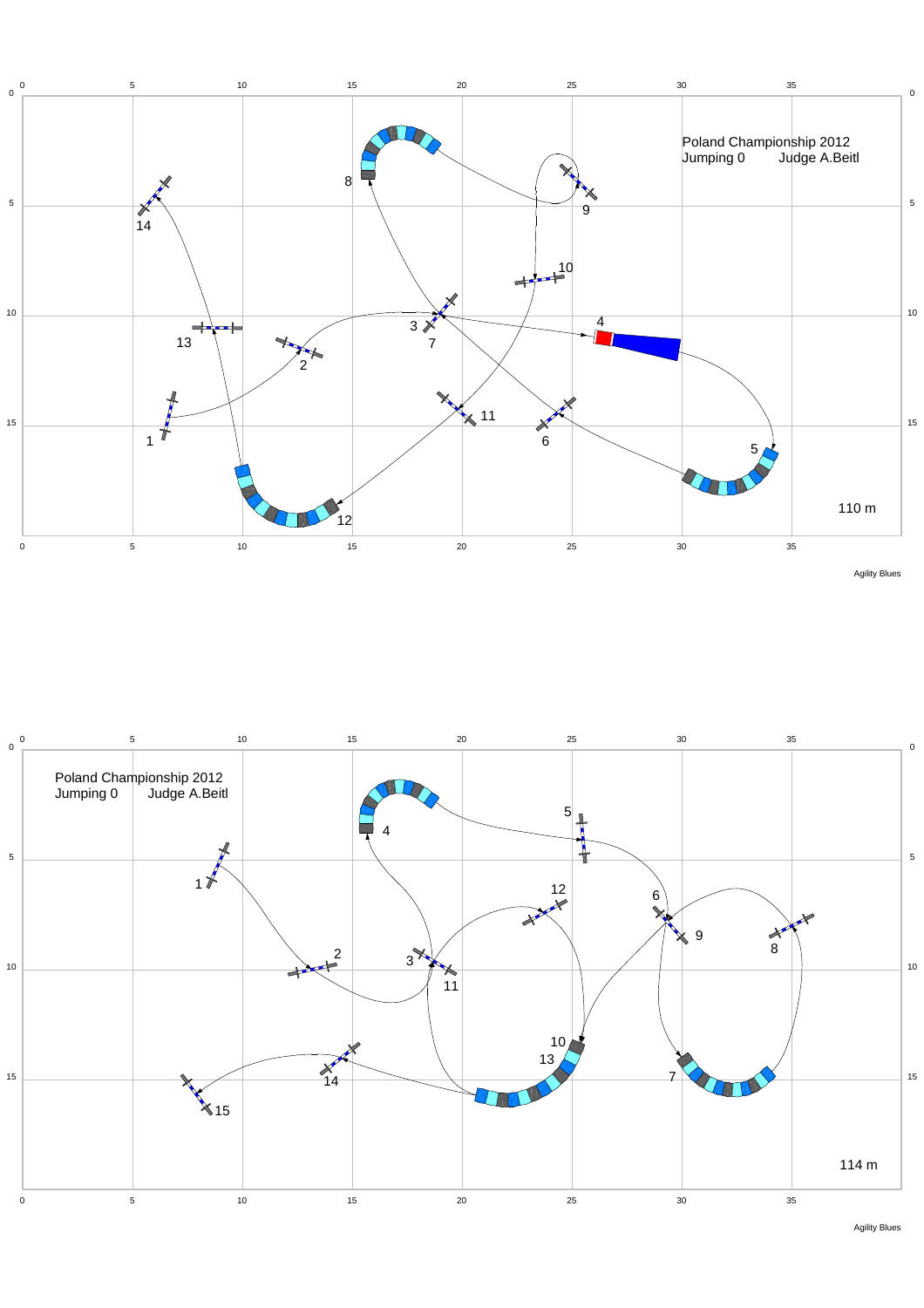Poland Championship 2012
Jumping 0 Judge A.Beitl

110 m

Agility Blues

Poland Championship 2012
Jumping 0 Judge A.Beitl

114 m

Agility Blues